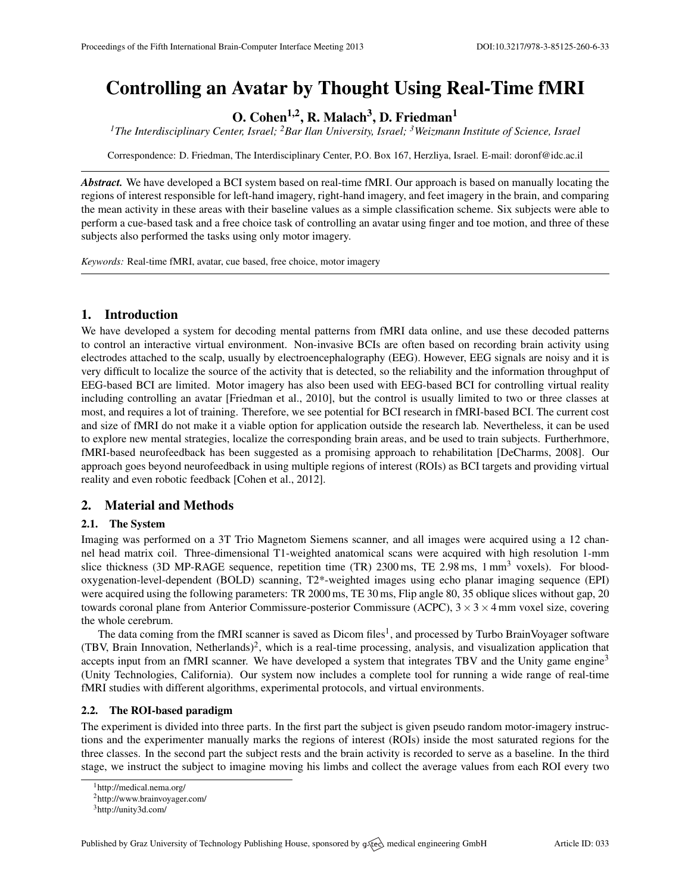# Controlling an Avatar by Thought Using Real-Time fMRI

**O. Cohen[1,2], R. Malach[3], D. Friedman[1]**

*[1]The Interdisciplinary Center, Israel; [2]Bar Ilan University, Israel; [3]Weizmann Institute of Science, Israel*

Correspondence: D. Friedman, The Interdisciplinary Center, P.O. Box 167, Herzliya, Israel. E-mail: doronf@idc.ac.il

***Abstract.*** We have developed a BCI system based on real-time fMRI. Our approach is based on manually locating the regions of interest responsible for left-hand imagery, right-hand imagery, and feet imagery in the brain, and comparing the mean activity in these areas with their baseline values as a simple classification scheme. Six subjects were able to perform a cue-based task and a free choice task of controlling an avatar using finger and toe motion, and three of these subjects also performed the tasks using only motor imagery.

*Keywords:* Real-time fMRI, avatar, cue based, free choice, motor imagery

## 1. Introduction

We have developed a system for decoding mental patterns from fMRI data online, and use these decoded patterns to control an interactive virtual environment. Non-invasive BCIs are often based on recording brain activity using electrodes attached to the scalp, usually by electroencephalography (EEG). However, EEG signals are noisy and it is very difficult to localize the source of the activity that is detected, so the reliability and the information throughput of EEG-based BCI are limited. Motor imagery has also been used with EEG-based BCI for controlling virtual reality including controlling an avatar [Friedman et al., 2010], but the control is usually limited to two or three classes at most, and requires a lot of training. Therefore, we see potential for BCI research in fMRI-based BCI. The current cost and size of fMRI do not make it a viable option for application outside the research lab. Nevertheless, it can be used to explore new mental strategies, localize the corresponding brain areas, and be used to train subjects. Furtherhmore, fMRI-based neurofeedback has been suggested as a promising approach to rehabilitation [DeCharms, 2008]. Our approach goes beyond neurofeedback in using multiple regions of interest (ROIs) as BCI targets and providing virtual reality and even robotic feedback [Cohen et al., 2012].

## 2. Material and Methods

### 2.1. The System

Imaging was performed on a 3T Trio Magnetom Siemens scanner, and all images were acquired using a 12 channel head matrix coil. Three-dimensional T1-weighted anatomical scans were acquired with high resolution 1-mm slice thickness (3D MP-RAGE sequence, repetition time (TR) 2300 ms, TE 2.98 ms, 1 $\text{mm}^3$ voxels). For blood-oxygenation-level-dependent (BOLD) scanning, T2*-weighted images using echo planar imaging sequence (EPI) were acquired using the following parameters: TR 2000 ms, TE 30 ms, Flip angle 80, 35 oblique slices without gap, 20 towards coronal plane from Anterior Commissure-posterior Commissure (ACPC), $3 \times 3 \times 4$ mm voxel size, covering the whole cerebrum.

The data coming from the fMRI scanner is saved as Dicom files[1], and processed by Turbo BrainVoyager software (TBV, Brain Innovation, Netherlands)[2], which is a real-time processing, analysis, and visualization application that accepts input from an fMRI scanner. We have developed a system that integrates TBV and the Unity game engine[3] (Unity Technologies, California). Our system now includes a complete tool for running a wide range of real-time fMRI studies with different algorithms, experimental protocols, and virtual environments.

### 2.2. The ROI-based paradigm

The experiment is divided into three parts. In the first part the subject is given pseudo random motor-imagery instructions and the experimenter manually marks the regions of interest (ROIs) inside the most saturated regions for the three classes. In the second part the subject rests and the brain activity is recorded to serve as a baseline. In the third stage, we instruct the subject to imagine moving his limbs and collect the average values from each ROI every two

[1] http://medical.nema.org/

[2] http://www.brainvoyager.com/

[3] http://unity3d.com/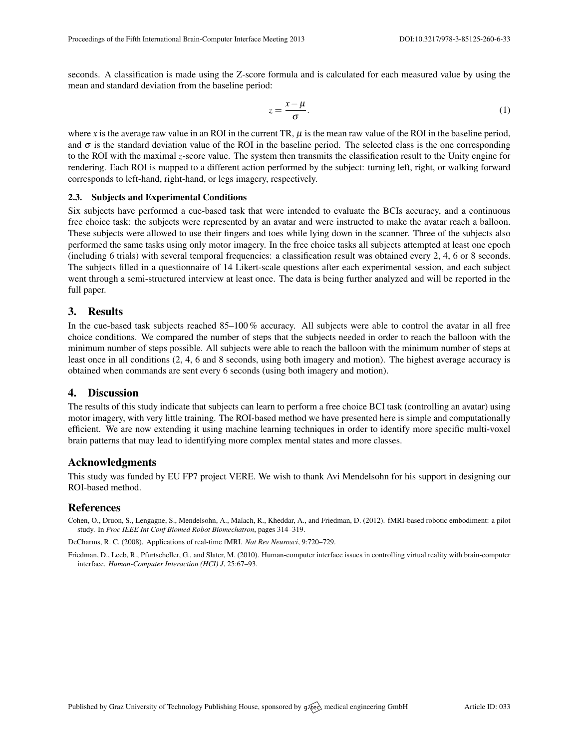seconds. A classification is made using the Z-score formula and is calculated for each measured value by using the mean and standard deviation from the baseline period:

$$z = \frac{x - \mu}{\sigma}. \tag{1}$$

where $x$ is the average raw value in an ROI in the current TR, $\mu$ is the mean raw value of the ROI in the baseline period, and $\sigma$ is the standard deviation value of the ROI in the baseline period. The selected class is the one corresponding to the ROI with the maximal $z$-score value. The system then transmits the classification result to the Unity engine for rendering. Each ROI is mapped to a different action performed by the subject: turning left, right, or walking forward corresponds to left-hand, right-hand, or legs imagery, respectively.

### 2.3. Subjects and Experimental Conditions

Six subjects have performed a cue-based task that were intended to evaluate the BCIs accuracy, and a continuous free choice task: the subjects were represented by an avatar and were instructed to make the avatar reach a balloon. These subjects were allowed to use their fingers and toes while lying down in the scanner. Three of the subjects also performed the same tasks using only motor imagery. In the free choice tasks all subjects attempted at least one epoch (including 6 trials) with several temporal frequencies: a classification result was obtained every 2, 4, 6 or 8 seconds. The subjects filled in a questionnaire of 14 Likert-scale questions after each experimental session, and each subject went through a semi-structured interview at least once. The data is being further analyzed and will be reported in the full paper.

## 3. Results

In the cue-based task subjects reached 85–100 % accuracy. All subjects were able to control the avatar in all free choice conditions. We compared the number of steps that the subjects needed in order to reach the balloon with the minimum number of steps possible. All subjects were able to reach the balloon with the minimum number of steps at least once in all conditions (2, 4, 6 and 8 seconds, using both imagery and motion). The highest average accuracy is obtained when commands are sent every 6 seconds (using both imagery and motion).

## 4. Discussion

The results of this study indicate that subjects can learn to perform a free choice BCI task (controlling an avatar) using motor imagery, with very little training. The ROI-based method we have presented here is simple and computationally efficient. We are now extending it using machine learning techniques in order to identify more specific multi-voxel brain patterns that may lead to identifying more complex mental states and more classes.

## Acknowledgments

This study was funded by EU FP7 project VERE. We wish to thank Avi Mendelsohn for his support in designing our ROI-based method.

## References

Cohen, O., Druon, S., Lengagne, S., Mendelsohn, A., Malach, R., Kheddar, A., and Friedman, D. (2012). fMRI-based robotic embodiment: a pilot study. In *Proc IEEE Int Conf Biomed Robot Biomechatron*, pages 314–319.

DeCharms, R. C. (2008). Applications of real-time fMRI. *Nat Rev Neurosci*, 9:720–729.

Friedman, D., Leeb, R., Pfurtscheller, G., and Slater, M. (2010). Human-computer interface issues in controlling virtual reality with brain-computer interface. *Human-Computer Interaction (HCI) J*, 25:67–93.